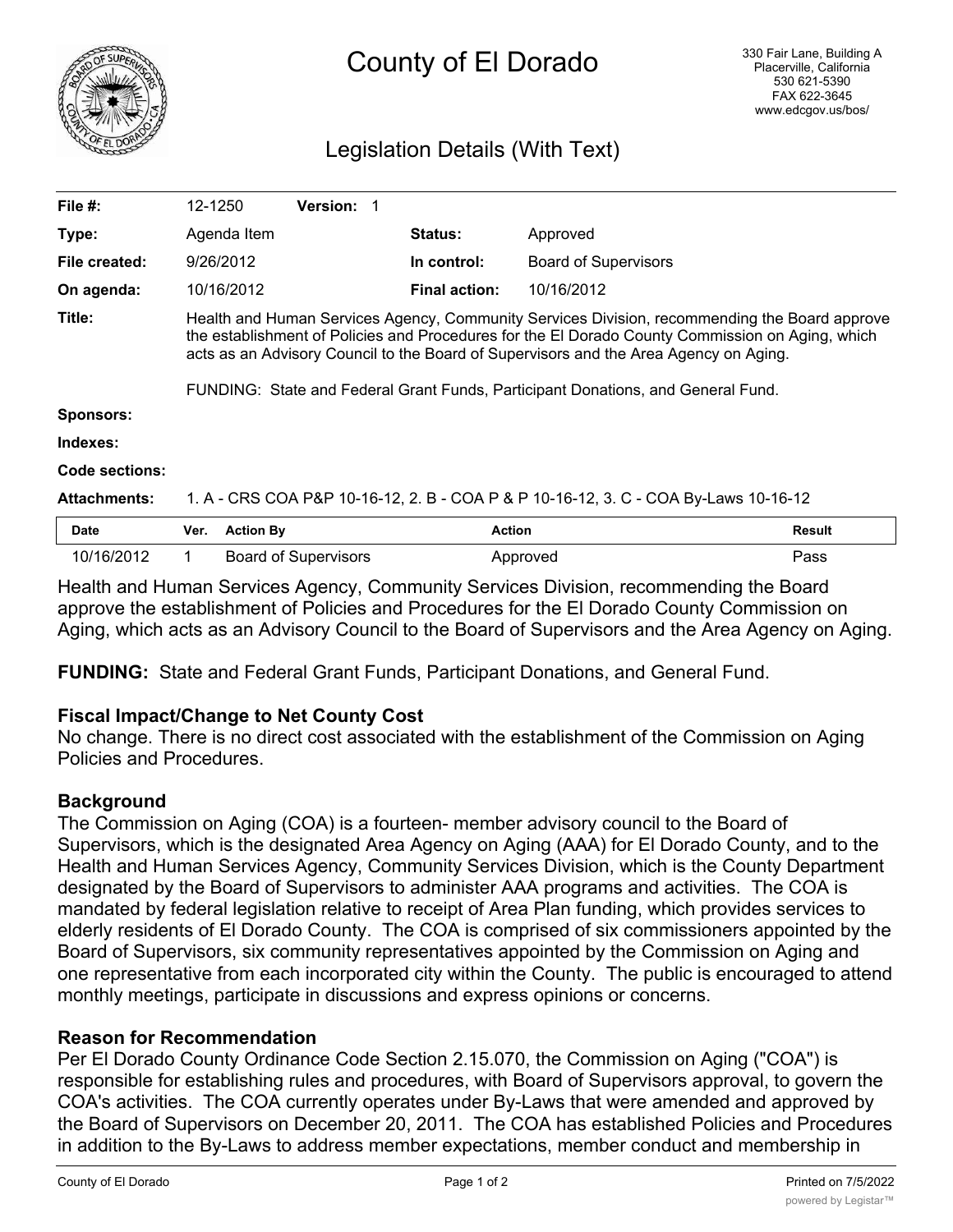# County of El Dorado

330 Fair Lane, Building A
Placerville, California
530 621-5390
FAX 622-3645
www.edcgov.us/bos/

## Legislation Details (With Text)

| | | | |
|---|---|---|---|
| **File #:** | 12-1250 **Version:** 1 | | |
| **Type:** | Agenda Item | **Status:** | Approved |
| **File created:** | 9/26/2012 | **In control:** | Board of Supervisors |
| **On agenda:** | 10/16/2012 | **Final action:** | 10/16/2012 |

**Title:** Health and Human Services Agency, Community Services Division, recommending the Board approve the establishment of Policies and Procedures for the El Dorado County Commission on Aging, which acts as an Advisory Council to the Board of Supervisors and the Area Agency on Aging.

FUNDING: State and Federal Grant Funds, Participant Donations, and General Fund.

**Sponsors:**

**Indexes:**

**Code sections:**

**Attachments:** 1. A - CRS COA P&P 10-16-12, 2. B - COA P & P 10-16-12, 3. C - COA By-Laws 10-16-12

| Date | Ver. | Action By | Action | Result |
|---|---|---|---|---|
| 10/16/2012 | 1 | Board of Supervisors | Approved | Pass |

Health and Human Services Agency, Community Services Division, recommending the Board approve the establishment of Policies and Procedures for the El Dorado County Commission on Aging, which acts as an Advisory Council to the Board of Supervisors and the Area Agency on Aging.

**FUNDING:** State and Federal Grant Funds, Participant Donations, and General Fund.

### Fiscal Impact/Change to Net County Cost

No change. There is no direct cost associated with the establishment of the Commission on Aging Policies and Procedures.

### Background

The Commission on Aging (COA) is a fourteen- member advisory council to the Board of Supervisors, which is the designated Area Agency on Aging (AAA) for El Dorado County, and to the Health and Human Services Agency, Community Services Division, which is the County Department designated by the Board of Supervisors to administer AAA programs and activities. The COA is mandated by federal legislation relative to receipt of Area Plan funding, which provides services to elderly residents of El Dorado County. The COA is comprised of six commissioners appointed by the Board of Supervisors, six community representatives appointed by the Commission on Aging and one representative from each incorporated city within the County. The public is encouraged to attend monthly meetings, participate in discussions and express opinions or concerns.

### Reason for Recommendation

Per El Dorado County Ordinance Code Section 2.15.070, the Commission on Aging ("COA") is responsible for establishing rules and procedures, with Board of Supervisors approval, to govern the COA's activities. The COA currently operates under By-Laws that were amended and approved by the Board of Supervisors on December 20, 2011. The COA has established Policies and Procedures in addition to the By-Laws to address member expectations, member conduct and membership in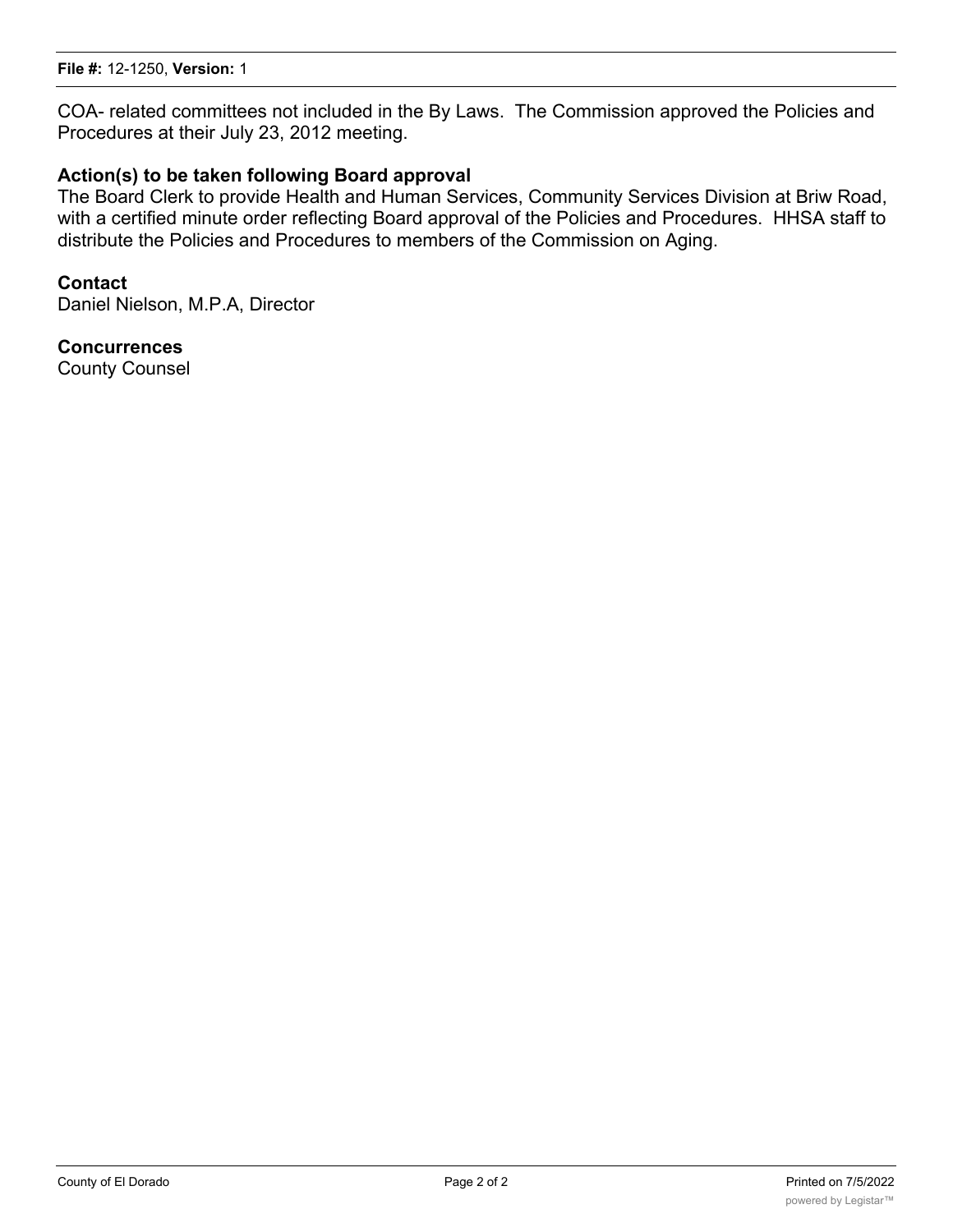COA- related committees not included in the By Laws. The Commission approved the Policies and Procedures at their July 23, 2012 meeting.

**Action(s) to be taken following Board approval**
The Board Clerk to provide Health and Human Services, Community Services Division at Briw Road, with a certified minute order reflecting Board approval of the Policies and Procedures. HHSA staff to distribute the Policies and Procedures to members of the Commission on Aging.

**Contact**
Daniel Nielson, M.P.A, Director

**Concurrences**
County Counsel